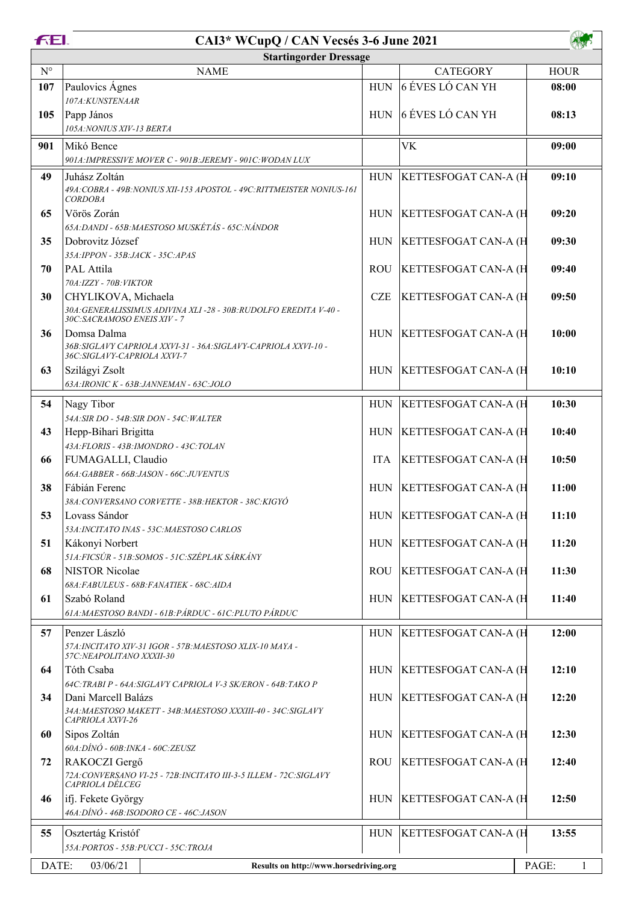# CAI3* WCupQ / CAN Vecsés 3-6 June 2021

## Startingorder Dressage

| N° | NAME | | CATEGORY | HOUR |
|---|---|---|---|---|
| **107** | Paulovics Ágnes<br>*107A:KUNSTENAAR* | HUN | 6 ÉVES LÓ CAN YH | **08:00** |
| **105** | Papp János<br>*105A:NONIUS XIV-13 BERTA* | HUN | 6 ÉVES LÓ CAN YH | **08:13** |
| **901** | Mikó Bence<br>*901A:IMPRESSIVE MOVER C - 901B:JEREMY - 901C:WODAN LUX* | | VK | **09:00** |
| **49** | Juhász Zoltán<br>*49A:COBRA - 49B:NONIUS XII-153 APOSTOL - 49C:RITTMEISTER NONIUS-161 CORDOBA* | HUN | KETTESFOGAT CAN-A (H | **09:10** |
| **65** | Vörös Zorán<br>*65A:DANDI - 65B:MAESTOSO MUSKÉTÁS - 65C:NÁNDOR* | HUN | KETTESFOGAT CAN-A (H | **09:20** |
| **35** | Dobrovitz József<br>*35A:IPPON - 35B:JACK - 35C:APAS* | HUN | KETTESFOGAT CAN-A (H | **09:30** |
| **70** | PAL Attila<br>*70A:IZZY - 70B:VIKTOR* | ROU | KETTESFOGAT CAN-A (H | **09:40** |
| **30** | CHYLIKOVA, Michaela<br>*30A:GENERALISSIMUS ADIVINA XLI -28 - 30B:RUDOLFO EREDITA V-40 - 30C:SACRAMOSO ENEIS XIV - 7* | CZE | KETTESFOGAT CAN-A (H | **09:50** |
| **36** | Domsa Dalma<br>*36B:SIGLAVY CAPRIOLA XXVI-31 - 36A:SIGLAVY-CAPRIOLA XXVI-10 - 36C:SIGLAVY-CAPRIOLA XXVI-7* | HUN | KETTESFOGAT CAN-A (H | **10:00** |
| **63** | Szilágyi Zsolt<br>*63A:IRONIC K - 63B:JANNEMAN - 63C:JOLO* | HUN | KETTESFOGAT CAN-A (H | **10:10** |
| **54** | Nagy Tibor<br>*54A:SIR DO - 54B:SIR DON - 54C:WALTER* | HUN | KETTESFOGAT CAN-A (H | **10:30** |
| **43** | Hepp-Bihari Brigitta<br>*43A:FLORIS - 43B:IMONDRO - 43C:TOLAN* | HUN | KETTESFOGAT CAN-A (H | **10:40** |
| **66** | FUMAGALLI, Claudio<br>*66A:GABBER - 66B:JASON - 66C:JUVENTUS* | ITA | KETTESFOGAT CAN-A (H | **10:50** |
| **38** | Fábián Ferenc<br>*38A:CONVERSANO CORVETTE - 38B:HEKTOR - 38C:KIGYÓ* | HUN | KETTESFOGAT CAN-A (H | **11:00** |
| **53** | Lovass Sándor<br>*53A:INCITATO INAS - 53C:MAESTOSO CARLOS* | HUN | KETTESFOGAT CAN-A (H | **11:10** |
| **51** | Kákonyi Norbert<br>*51A:FICSÚR - 51B:SOMOS - 51C:SZÉPLAK SÁRKÁNY* | HUN | KETTESFOGAT CAN-A (H | **11:20** |
| **68** | NISTOR Nicolae<br>*68A:FABULEUS - 68B:FANATIEK - 68C:AIDA* | ROU | KETTESFOGAT CAN-A (H | **11:30** |
| **61** | Szabó Roland<br>*61A:MAESTOSO BANDI - 61B:PÁRDUC - 61C:PLUTO PÁRDUC* | HUN | KETTESFOGAT CAN-A (H | **11:40** |
| **57** | Penzer László<br>*57A:INCITATO XIV-31 IGOR - 57B:MAESTOSO XLIX-10 MAYA - 57C:NEAPOLITANO XXXII-30* | HUN | KETTESFOGAT CAN-A (H | **12:00** |
| **64** | Tóth Csaba<br>*64C:TRABI P - 64A:SIGLAVY CAPRIOLA V-3 SK/ERON - 64B:TAKO P* | HUN | KETTESFOGAT CAN-A (H | **12:10** |
| **34** | Dani Marcell Balázs<br>*34A:MAESTOSO MAKETT - 34B:MAESTOSO XXXIII-40 - 34C:SIGLAVY CAPRIOLA XXVI-26* | HUN | KETTESFOGAT CAN-A (H | **12:20** |
| **60** | Sipos Zoltán<br>*60A:DÍNÓ - 60B:INKA - 60C:ZEUSZ* | HUN | KETTESFOGAT CAN-A (H | **12:30** |
| **72** | RAKOCZI Gergő<br>*72A:CONVERSANO VI-25 - 72B:INCITATO III-3-5 ILLEM - 72C:SIGLAVY CAPRIOLA DÉLCEG* | ROU | KETTESFOGAT CAN-A (H | **12:40** |
| **46** | ifj. Fekete György<br>*46A:DÍNÓ - 46B:ISODORO CE - 46C:JASON* | HUN | KETTESFOGAT CAN-A (H | **12:50** |
| **55** | Osztertág Kristóf<br>*55A:PORTOS - 55B:PUCCI - 55C:TROJA* | HUN | KETTESFOGAT CAN-A (H | **13:55** |

DATE: 03/06/21 — **Results on http://www.horsedriving.org**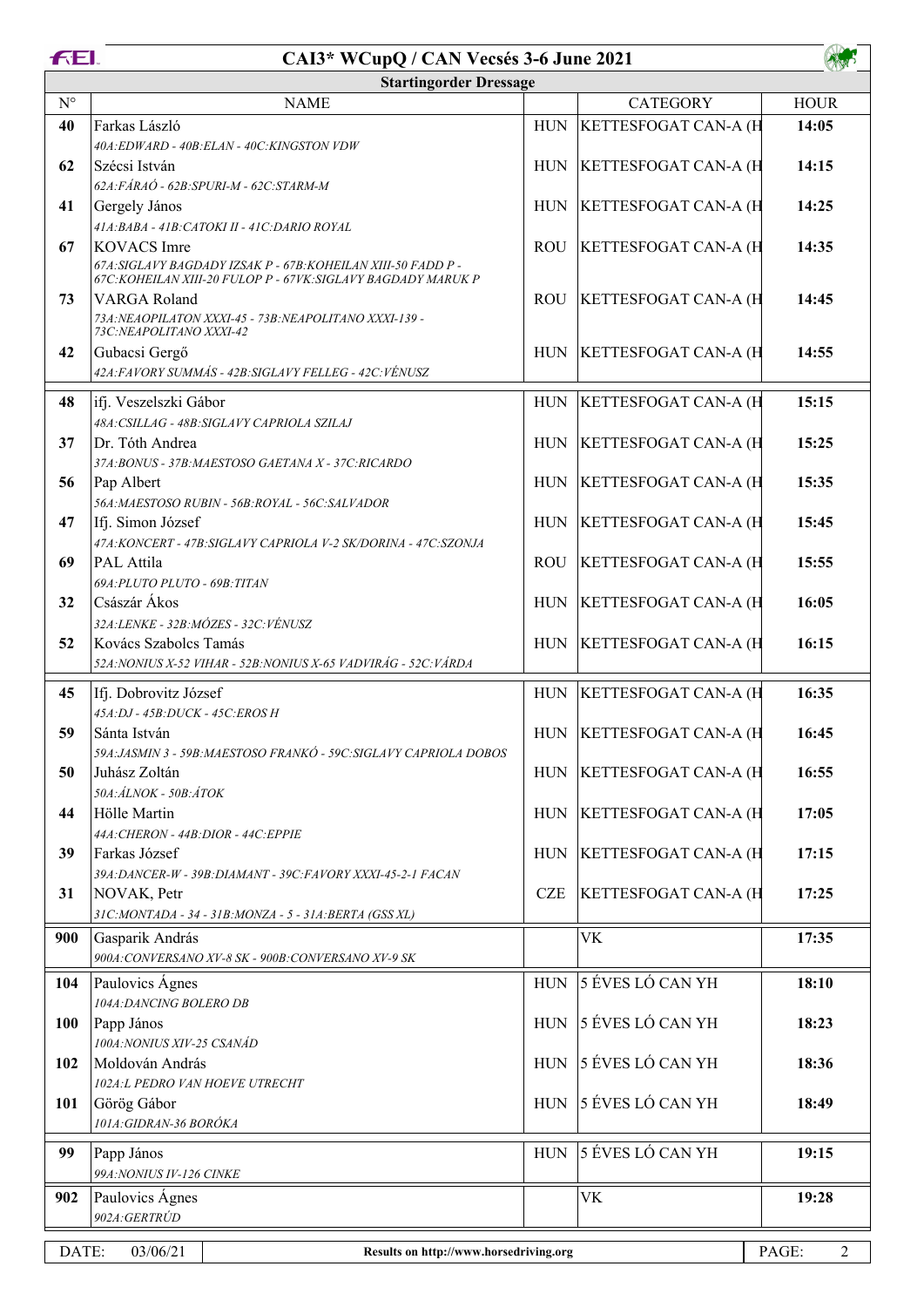# CAI3* WCupQ / CAN Vecsés 3-6 June 2021

## Startingorder Dressage

| N° | NAME | | CATEGORY | HOUR |
|---|---|---|---|---|
| 40 | Farkas László<br>*40A:EDWARD - 40B:ELAN - 40C:KINGSTON VDW* | HUN | KETTESFOGAT CAN-A (H | 14:05 |
| 62 | Szécsi István<br>*62A:FÁRAÓ - 62B:SPURI-M - 62C:STARM-M* | HUN | KETTESFOGAT CAN-A (H | 14:15 |
| 41 | Gergely János<br>*41A:BABA - 41B:CATOKI II - 41C:DARIO ROYAL* | HUN | KETTESFOGAT CAN-A (H | 14:25 |
| 67 | KOVACS Imre<br>*67A:SIGLAVY BAGDADY IZSAK P - 67B:KOHEILAN XIII-50 FADD P - 67C:KOHEILAN XIII-20 FULOP P - 67VK:SIGLAVY BAGDADY MARUK P* | ROU | KETTESFOGAT CAN-A (H | 14:35 |
| 73 | VARGA Roland<br>*73A:NEAOPILATON XXXI-45 - 73B:NEAPOLITANO XXXI-139 - 73C:NEAPOLITANO XXXI-42* | ROU | KETTESFOGAT CAN-A (H | 14:45 |
| 42 | Gubacsi Gergő<br>*42A:FAVORY SUMMÁS - 42B:SIGLAVY FELLEG - 42C:VÉNUSZ* | HUN | KETTESFOGAT CAN-A (H | 14:55 |
| 48 | ifj. Veszelszki Gábor<br>*48A:CSILLAG - 48B:SIGLAVY CAPRIOLA SZILAJ* | HUN | KETTESFOGAT CAN-A (H | 15:15 |
| 37 | Dr. Tóth Andrea<br>*37A:BONUS - 37B:MAESTOSO GAETANA X - 37C:RICARDO* | HUN | KETTESFOGAT CAN-A (H | 15:25 |
| 56 | Pap Albert<br>*56A:MAESTOSO RUBIN - 56B:ROYAL - 56C:SALVADOR* | HUN | KETTESFOGAT CAN-A (H | 15:35 |
| 47 | Ifj. Simon József<br>*47A:KONCERT - 47B:SIGLAVY CAPRIOLA V-2 SK/DORINA - 47C:SZONJA* | HUN | KETTESFOGAT CAN-A (H | 15:45 |
| 69 | PAL Attila<br>*69A:PLUTO PLUTO - 69B:TITAN* | ROU | KETTESFOGAT CAN-A (H | 15:55 |
| 32 | Császár Ákos<br>*32A:LENKE - 32B:MÓZES - 32C:VÉNUSZ* | HUN | KETTESFOGAT CAN-A (H | 16:05 |
| 52 | Kovács Szabolcs Tamás<br>*52A:NONIUS X-52 VIHAR - 52B:NONIUS X-65 VADVIRÁG - 52C:VÁRDA* | HUN | KETTESFOGAT CAN-A (H | 16:15 |
| 45 | Ifj. Dobrovitz József<br>*45A:DJ - 45B:DUCK - 45C:EROS H* | HUN | KETTESFOGAT CAN-A (H | 16:35 |
| 59 | Sánta István<br>*59A:JASMIN 3 - 59B:MAESTOSO FRANKÓ - 59C:SIGLAVY CAPRIOLA DOBOS* | HUN | KETTESFOGAT CAN-A (H | 16:45 |
| 50 | Juhász Zoltán<br>*50A:ÁLNOK - 50B:ÁTOK* | HUN | KETTESFOGAT CAN-A (H | 16:55 |
| 44 | Hölle Martin<br>*44A:CHERON - 44B:DIOR - 44C:EPPIE* | HUN | KETTESFOGAT CAN-A (H | 17:05 |
| 39 | Farkas József<br>*39A:DANCER-W - 39B:DIAMANT - 39C:FAVORY XXXI-45-2-1 FACAN* | HUN | KETTESFOGAT CAN-A (H | 17:15 |
| 31 | NOVAK, Petr<br>*31C:MONTADA - 34 - 31B:MONZA - 5 - 31A:BERTA (GSS XL)* | CZE | KETTESFOGAT CAN-A (H | 17:25 |
| 900 | Gasparik András<br>*900A:CONVERSANO XV-8 SK - 900B:CONVERSANO XV-9 SK* | | VK | 17:35 |
| 104 | Paulovics Ágnes<br>*104A:DANCING BOLERO DB* | HUN | 5 ÉVES LÓ CAN YH | 18:10 |
| 100 | Papp János<br>*100A:NONIUS XIV-25 CSANÁD* | HUN | 5 ÉVES LÓ CAN YH | 18:23 |
| 102 | Moldován András<br>*102A:L PEDRO VAN HOEVE UTRECHT* | HUN | 5 ÉVES LÓ CAN YH | 18:36 |
| 101 | Görög Gábor<br>*101A:GIDRAN-36 BORÓKA* | HUN | 5 ÉVES LÓ CAN YH | 18:49 |
| 99 | Papp János<br>*99A:NONIUS IV-126 CINKE* | HUN | 5 ÉVES LÓ CAN YH | 19:15 |
| 902 | Paulovics Ágnes<br>*902A:GERTRÚD* | | VK | 19:28 |

DATE: 03/06/21 — Results on http://www.horsedriving.org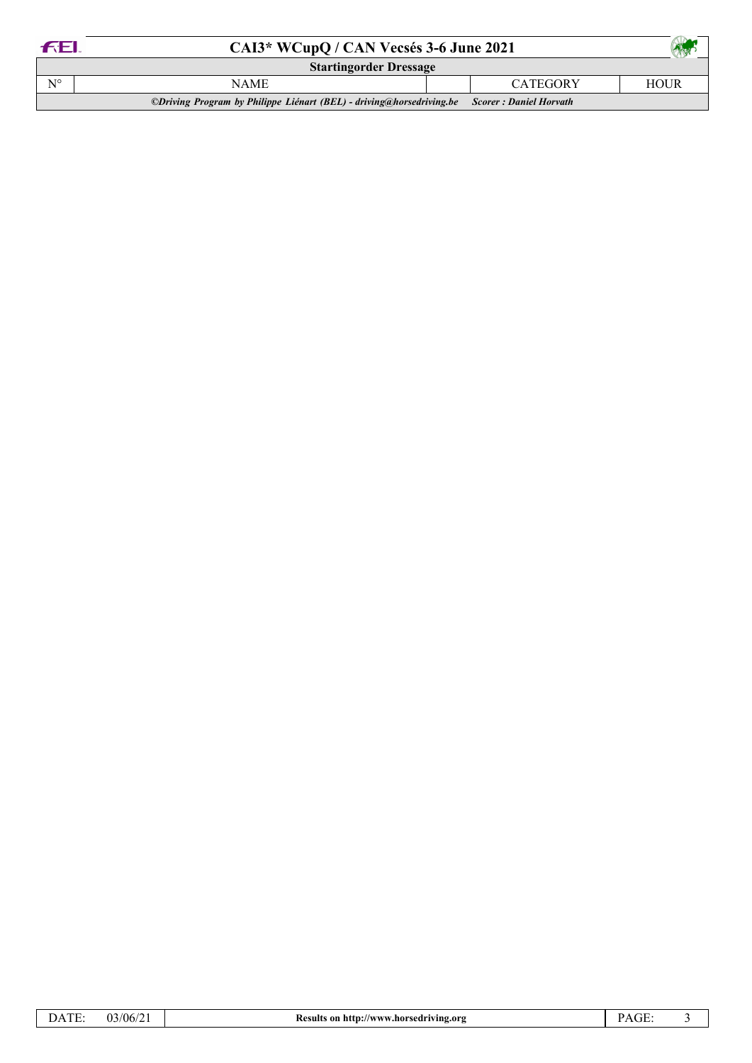# CAI3* WCupQ / CAN Vecsés 3-6 June 2021

## Startingorder Dressage

| N° | NAME | | CATEGORY | HOUR |
|---|---|---|---|---|

*©Driving Program by Philippe Liénart (BEL) - driving@horsedriving.be* *Scorer : Daniel Horvath*

| DATE: | 03/06/21 | Results on http://www.horsedriving.org |
|---|---|---|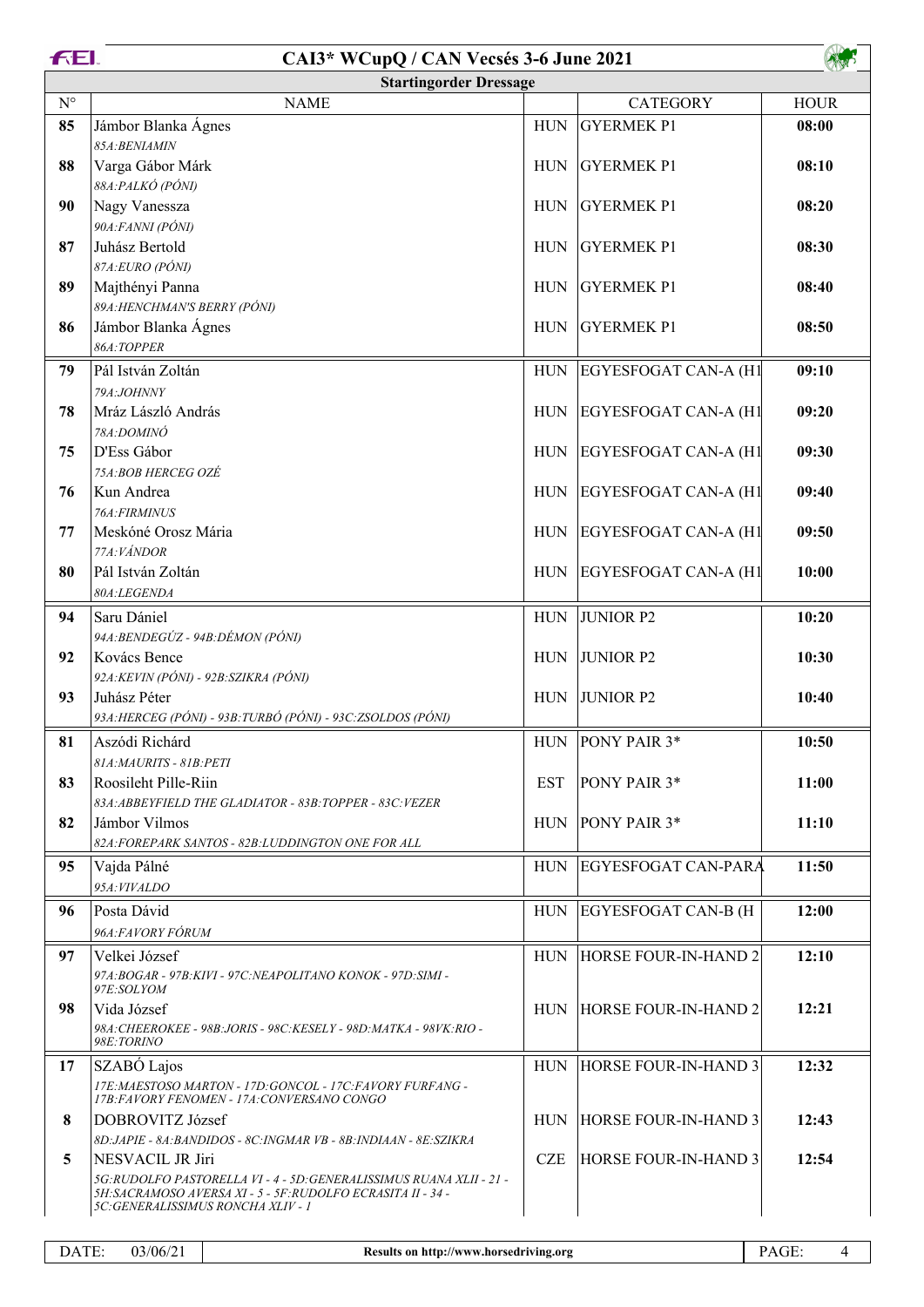# CAI3* WCupQ / CAN Vecsés 3-6 June 2021

## Startingorder Dressage

| N° | NAME | | CATEGORY | HOUR |
|---|---|---|---|---|
| 85 | Jámbor Blanka Ágnes<br>*85A:BENIAMIN* | HUN | GYERMEK P1 | 08:00 |
| 88 | Varga Gábor Márk<br>*88A:PALKÓ (PÓNI)* | HUN | GYERMEK P1 | 08:10 |
| 90 | Nagy Vanessza<br>*90A:FANNI (PÓNI)* | HUN | GYERMEK P1 | 08:20 |
| 87 | Juhász Bertold<br>*87A:EURO (PÓNI)* | HUN | GYERMEK P1 | 08:30 |
| 89 | Majthényi Panna<br>*89A:HENCHMAN'S BERRY (PÓNI)* | HUN | GYERMEK P1 | 08:40 |
| 86 | Jámbor Blanka Ágnes<br>*86A:TOPPER* | HUN | GYERMEK P1 | 08:50 |
| 79 | Pál István Zoltán<br>*79A:JOHNNY* | HUN | EGYESFOGAT CAN-A (H1 | 09:10 |
| 78 | Mráz László András<br>*78A:DOMINÓ* | HUN | EGYESFOGAT CAN-A (H1 | 09:20 |
| 75 | D'Ess Gábor<br>*75A:BOB HERCEG OZÉ* | HUN | EGYESFOGAT CAN-A (H1 | 09:30 |
| 76 | Kun Andrea<br>*76A:FIRMINUS* | HUN | EGYESFOGAT CAN-A (H1 | 09:40 |
| 77 | Meskóné Orosz Mária<br>*77A:VÁNDOR* | HUN | EGYESFOGAT CAN-A (H1 | 09:50 |
| 80 | Pál István Zoltán<br>*80A:LEGENDA* | HUN | EGYESFOGAT CAN-A (H1 | 10:00 |
| 94 | Saru Dániel<br>*94A:BENDEGÚZ - 94B:DÉMON (PÓNI)* | HUN | JUNIOR P2 | 10:20 |
| 92 | Kovács Bence<br>*92A:KEVIN (PÓNI) - 92B:SZIKRA (PÓNI)* | HUN | JUNIOR P2 | 10:30 |
| 93 | Juhász Péter<br>*93A:HERCEG (PÓNI) - 93B:TURBÓ (PÓNI) - 93C:ZSOLDOS (PÓNI)* | HUN | JUNIOR P2 | 10:40 |
| 81 | Aszódi Richárd<br>*81A:MAURITS - 81B:PETI* | HUN | PONY PAIR 3* | 10:50 |
| 83 | Roosileht Pille-Riin<br>*83A:ABBEYFIELD THE GLADIATOR - 83B:TOPPER - 83C:VEZER* | EST | PONY PAIR 3* | 11:00 |
| 82 | Jámbor Vilmos<br>*82A:FOREPARK SANTOS - 82B:LUDDINGTON ONE FOR ALL* | HUN | PONY PAIR 3* | 11:10 |
| 95 | Vajda Pálné<br>*95A:VIVALDO* | HUN | EGYESFOGAT CAN-PARA | 11:50 |
| 96 | Posta Dávid<br>*96A:FAVORY FÓRUM* | HUN | EGYESFOGAT CAN-B (H | 12:00 |
| 97 | Velkei József<br>*97A:BOGAR - 97B:KIVI - 97C:NEAPOLITANO KONOK - 97D:SIMI - 97E:SOLYOM* | HUN | HORSE FOUR-IN-HAND 2 | 12:10 |
| 98 | Vida József<br>*98A:CHEEROKEE - 98B:JORIS - 98C:KESELY - 98D:MATKA - 98VK:RIO - 98E:TORINO* | HUN | HORSE FOUR-IN-HAND 2 | 12:21 |
| 17 | SZABÓ Lajos<br>*17E:MAESTOSO MARTON - 17D:GONCOL - 17C:FAVORY FURFANG - 17B:FAVORY FENOMEN - 17A:CONVERSANO CONGO* | HUN | HORSE FOUR-IN-HAND 3 | 12:32 |
| 8 | DOBROVITZ József<br>*8D:JAPIE - 8A:BANDIDOS - 8C:INGMAR VB - 8B:INDIAAN - 8E:SZIKRA* | HUN | HORSE FOUR-IN-HAND 3 | 12:43 |
| 5 | NESVACIL JR Jiri<br>*5G:RUDOLFO PASTORELLA VI - 4 - 5D:GENERALISSIMUS RUANA XLII - 21 - 5H:SACRAMOSO AVERSA XI - 5 - 5F:RUDOLFO ECRASITA II - 34 - 5C:GENERALISSIMUS RONCHA XLIV - 1* | CZE | HORSE FOUR-IN-HAND 3 | 12:54 |

DATE: 03/06/21 | Results on http://www.horsedriving.org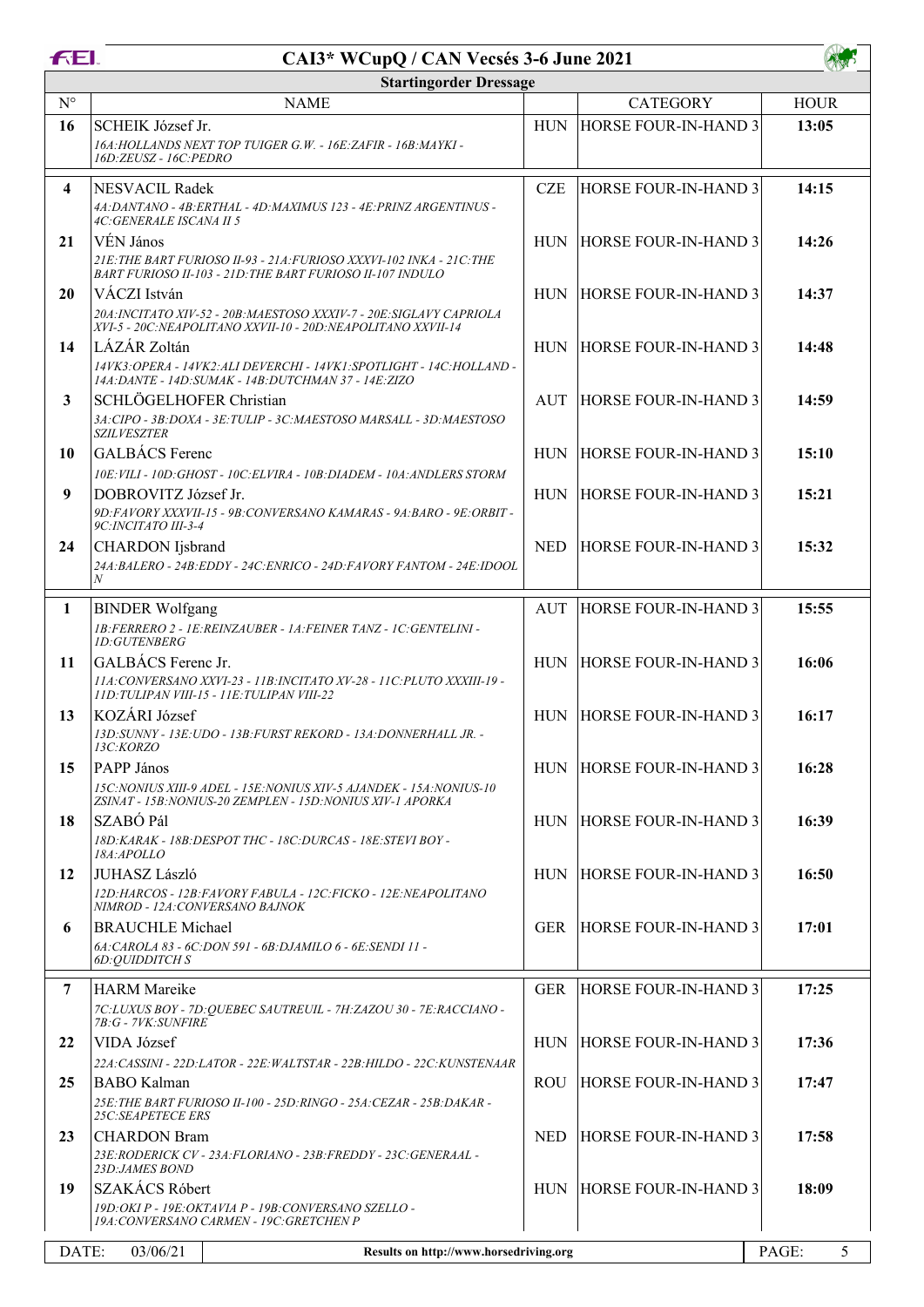# CAI3* WCupQ / CAN Vecsés 3-6 June 2021

## Startingorder Dressage

| N° | NAME | | CATEGORY | HOUR |
|---|---|---|---|---|
| 16 | SCHEIK József Jr.<br>*16A:HOLLANDS NEXT TOP TUIGER G.W. - 16E:ZAFIR - 16B:MAYKI - 16D:ZEUSZ - 16C:PEDRO* | HUN | HORSE FOUR-IN-HAND 3 | 13:05 |
| 4 | NESVACIL Radek<br>*4A:DANTANO - 4B:ERTHAL - 4D:MAXIMUS 123 - 4E:PRINZ ARGENTINUS - 4C:GENERALE ISCANA II 5* | CZE | HORSE FOUR-IN-HAND 3 | 14:15 |
| 21 | VÉN János<br>*21E:THE BART FURIOSO II-93 - 21A:FURIOSO XXXVI-102 INKA - 21C:THE BART FURIOSO II-103 - 21D:THE BART FURIOSO II-107 INDULO* | HUN | HORSE FOUR-IN-HAND 3 | 14:26 |
| 20 | VÁCZI István<br>*20A:INCITATO XIV-52 - 20B:MAESTOSO XXXIV-7 - 20E:SIGLAVY CAPRIOLA XVI-5 - 20C:NEAPOLITANO XXVII-10 - 20D:NEAPOLITANO XXVII-14* | HUN | HORSE FOUR-IN-HAND 3 | 14:37 |
| 14 | LÁZÁR Zoltán<br>*14VK3:OPERA - 14VK2:ALI DEVERCHI - 14VK1:SPOTLIGHT - 14C:HOLLAND - 14A:DANTE - 14D:SUMAK - 14B:DUTCHMAN 37 - 14E:ZIZO* | HUN | HORSE FOUR-IN-HAND 3 | 14:48 |
| 3 | SCHLÖGELHOFER Christian<br>*3A:CIPO - 3B:DOXA - 3E:TULIP - 3C:MAESTOSO MARSALL - 3D:MAESTOSO SZILVESZTER* | AUT | HORSE FOUR-IN-HAND 3 | 14:59 |
| 10 | GALBÁCS Ferenc<br>*10E:VILI - 10D:GHOST - 10C:ELVIRA - 10B:DIADEM - 10A:ANDLERS STORM* | HUN | HORSE FOUR-IN-HAND 3 | 15:10 |
| 9 | DOBROVITZ József Jr.<br>*9D:FAVORY XXXVII-15 - 9B:CONVERSANO KAMARAS - 9A:BARO - 9E:ORBIT - 9C:INCITATO III-3-4* | HUN | HORSE FOUR-IN-HAND 3 | 15:21 |
| 24 | CHARDON Ijsbrand<br>*24A:BALERO - 24B:EDDY - 24C:ENRICO - 24D:FAVORY FANTOM - 24E:IDOOL N* | NED | HORSE FOUR-IN-HAND 3 | 15:32 |
| 1 | BINDER Wolfgang<br>*1B:FERRERO 2 - 1E:REINZAUBER - 1A:FEINER TANZ - 1C:GENTELINI - 1D:GUTENBERG* | AUT | HORSE FOUR-IN-HAND 3 | 15:55 |
| 11 | GALBÁCS Ferenc Jr.<br>*11A:CONVERSANO XXVI-23 - 11B:INCITATO XV-28 - 11C:PLUTO XXXIII-19 - 11D:TULIPAN VIII-15 - 11E:TULIPAN VIII-22* | HUN | HORSE FOUR-IN-HAND 3 | 16:06 |
| 13 | KOZÁRI József<br>*13D:SUNNY - 13E:UDO - 13B:FURST REKORD - 13A:DONNERHALL JR. - 13C:KORZO* | HUN | HORSE FOUR-IN-HAND 3 | 16:17 |
| 15 | PAPP János<br>*15C:NONIUS XIII-9 ADEL - 15E:NONIUS XIV-5 AJANDEK - 15A:NONIUS-10 ZSINAT - 15B:NONIUS-20 ZEMPLEN - 15D:NONIUS XIV-1 APORKA* | HUN | HORSE FOUR-IN-HAND 3 | 16:28 |
| 18 | SZABÓ Pál<br>*18D:KARAK - 18B:DESPOT THC - 18C:DURCAS - 18E:STEVI BOY - 18A:APOLLO* | HUN | HORSE FOUR-IN-HAND 3 | 16:39 |
| 12 | JUHASZ László<br>*12D:HARCOS - 12B:FAVORY FABULA - 12C:FICKO - 12E:NEAPOLITANO NIMROD - 12A:CONVERSANO BAJNOK* | HUN | HORSE FOUR-IN-HAND 3 | 16:50 |
| 6 | BRAUCHLE Michael<br>*6A:CAROLA 83 - 6C:DON 591 - 6B:DJAMILO 6 - 6E:SENDI 11 - 6D:QUIDDITCH S* | GER | HORSE FOUR-IN-HAND 3 | 17:01 |
| 7 | HARM Mareike<br>*7C:LUXUS BOY - 7D:QUEBEC SAUTREUIL - 7H:ZAZOU 30 - 7E:RACCIANO - 7B:G - 7VK:SUNFIRE* | GER | HORSE FOUR-IN-HAND 3 | 17:25 |
| 22 | VIDA József<br>*22A:CASSINI - 22D:LATOR - 22E:WALTSTAR - 22B:HILDO - 22C:KUNSTENAAR* | HUN | HORSE FOUR-IN-HAND 3 | 17:36 |
| 25 | BABO Kalman<br>*25E:THE BART FURIOSO II-100 - 25D:RINGO - 25A:CEZAR - 25B:DAKAR - 25C:SEAPETECE ERS* | ROU | HORSE FOUR-IN-HAND 3 | 17:47 |
| 23 | CHARDON Bram<br>*23E:RODERICK CV - 23A:FLORIANO - 23B:FREDDY - 23C:GENERAAL - 23D:JAMES BOND* | NED | HORSE FOUR-IN-HAND 3 | 17:58 |
| 19 | SZAKÁCS Róbert<br>*19D:OKI P - 19E:OKTAVIA P - 19B:CONVERSANO SZELLO - 19A:CONVERSANO CARMEN - 19C:GRETCHEN P* | HUN | HORSE FOUR-IN-HAND 3 | 18:09 |

DATE: 03/06/21 — Results on http://www.horsedriving.org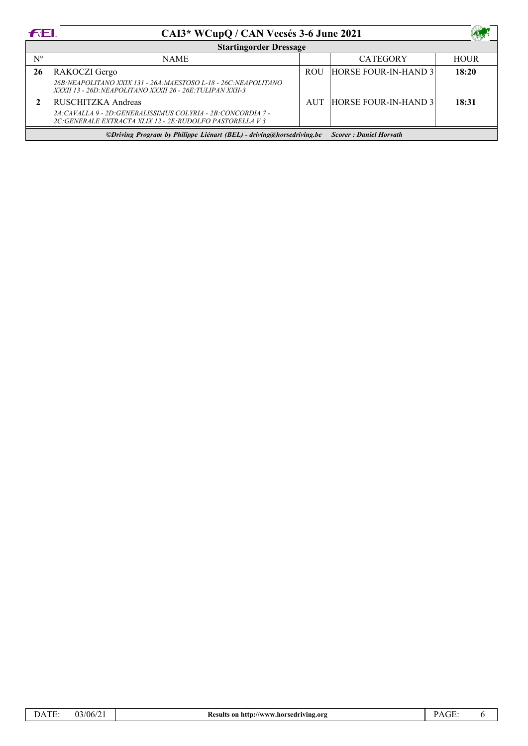# CAI3* WCupQ / CAN Vecsés 3-6 June 2021

## Startingorder Dressage

| N° | NAME | | CATEGORY | HOUR |
|---|---|---|---|---|
| **26** | RAKOCZI Gergo<br>*26B:NEAPOLITANO XXIX 131 - 26A:MAESTOSO L-18 - 26C:NEAPOLITANO XXXII 13 - 26D:NEAPOLITANO XXXII 26 - 26E:TULIPAN XXII-3* | ROU | HORSE FOUR-IN-HAND 3 | **18:20** |
| **2** | RUSCHITZKA Andreas<br>*2A:CAVALLA 9 - 2D:GENERALISSIMUS COLYRIA - 2B:CONCORDIA 7 - 2C:GENERALE EXTRACTA XLIX 12 - 2E:RUDOLFO PASTORELLA V 3* | AUT | HORSE FOUR-IN-HAND 3 | **18:31** |

***©Driving Program by Philippe Liénart (BEL) - driving@horsedriving.be   Scorer : Daniel Horvath***

DATE: 03/06/21 | **Results on http://www.horsedriving.org**